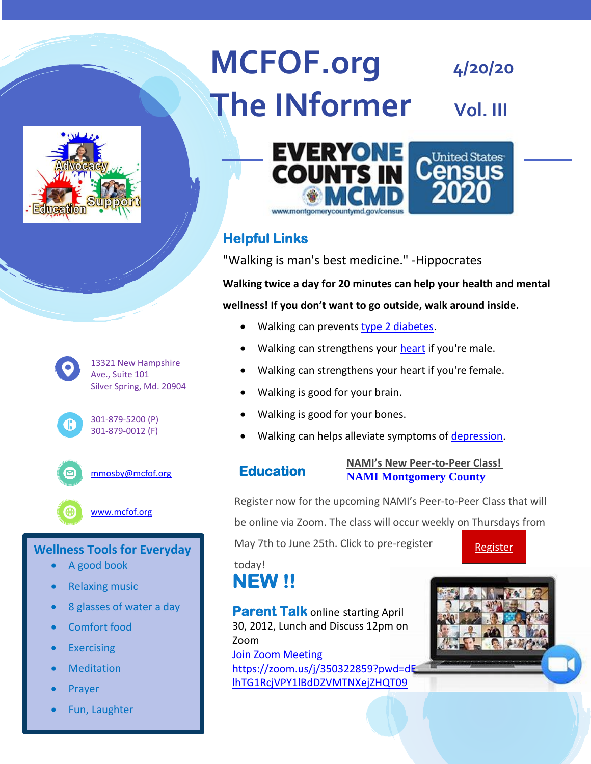# MCFOF.org The INformer

4/20/20

Vol. III

EVERYONE COUNTS IN MCMD

www.montgomerycountymd.gov/census

United States Census 2020

## Helpful Links

"Walking is man's best medicine." -Hippocrates

**Walking twice a day for 20 minutes can help your health and mental wellness! If you don't want to go outside, walk around inside.**

- Walking can prevents type 2 diabetes.
- Walking can strengthens your heart if you're male.
- Walking can strengthens your heart if you're female.
- Walking is good for your brain.
- Walking is good for your bones.
- Walking can helps alleviate symptoms of depression.

## Education

**NAMI's New Peer-to-Peer Class!**
**NAMI Montgomery County**

Register now for the upcoming NAMI's Peer-to-Peer Class that will be online via Zoom. The class will occur weekly on Thursdays from May 7th to June 25th. Click to pre-register today!

Register

## NEW !!

**Parent Talk** online starting April 30, 2012, Lunch and Discuss 12pm on Zoom

Join Zoom Meeting
https://zoom.us/j/350322859?pwd=dElhTG1RcjVPY1lBdDZVMTNXejZHQT09

Advocacy · Education · Support

13321 New Hampshire Ave., Suite 101
Silver Spring, Md. 20904

301-879-5200 (P)
301-879-0012 (F)

mmosby@mcfof.org

www.mcfof.org

## Wellness Tools for Everyday

- A good book
- Relaxing music
- 8 glasses of water a day
- Comfort food
- Exercising
- Meditation
- Prayer
- Fun, Laughter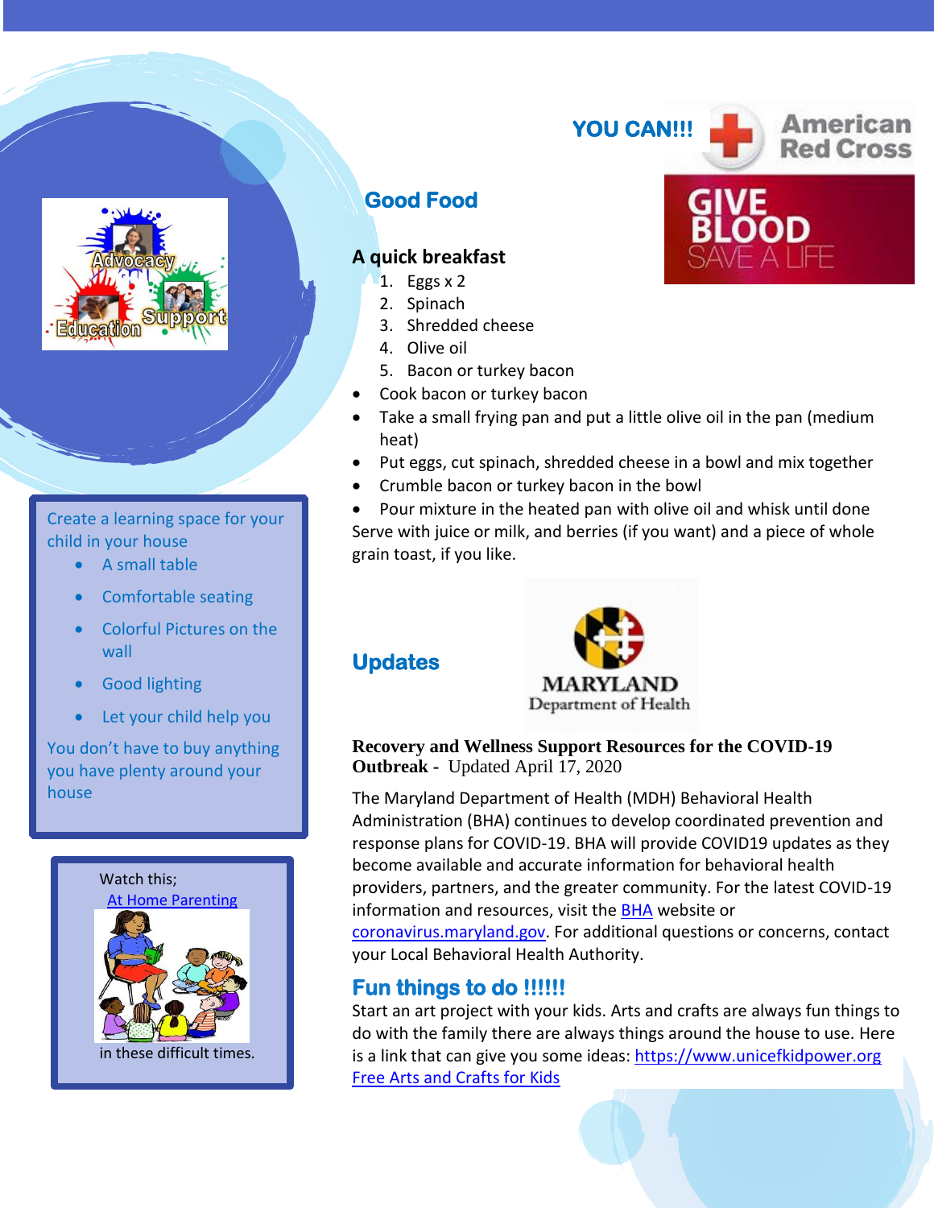Create a learning space for your child in your house

- A small table
- Comfortable seating
- Colorful Pictures on the wall
- Good lighting
- Let your child help you

You don't have to buy anything you have plenty around your house

Watch this;
At Home Parenting
in these difficult times.

YOU CAN!!!

## Good Food

### A quick breakfast

1. Eggs x 2
2. Spinach
3. Shredded cheese
4. Olive oil
5. Bacon or turkey bacon

- Cook bacon or turkey bacon
- Take a small frying pan and put a little olive oil in the pan (medium heat)
- Put eggs, cut spinach, shredded cheese in a bowl and mix together
- Crumble bacon or turkey bacon in the bowl
- Pour mixture in the heated pan with olive oil and whisk until done

Serve with juice or milk, and berries (if you want) and a piece of whole grain toast, if you like.

## Updates

**Recovery and Wellness Support Resources for the COVID-19 Outbreak -** Updated April 17, 2020

The Maryland Department of Health (MDH) Behavioral Health Administration (BHA) continues to develop coordinated prevention and response plans for COVID-19. BHA will provide COVID19 updates as they become available and accurate information for behavioral health providers, partners, and the greater community. For the latest COVID-19 information and resources, visit the BHA website or coronavirus.maryland.gov. For additional questions or concerns, contact your Local Behavioral Health Authority.

## Fun things to do !!!!!!

Start an art project with your kids. Arts and crafts are always fun things to do with the family there are always things around the house to use. Here is a link that can give you some ideas: https://www.unicefkidpower.org Free Arts and Crafts for Kids